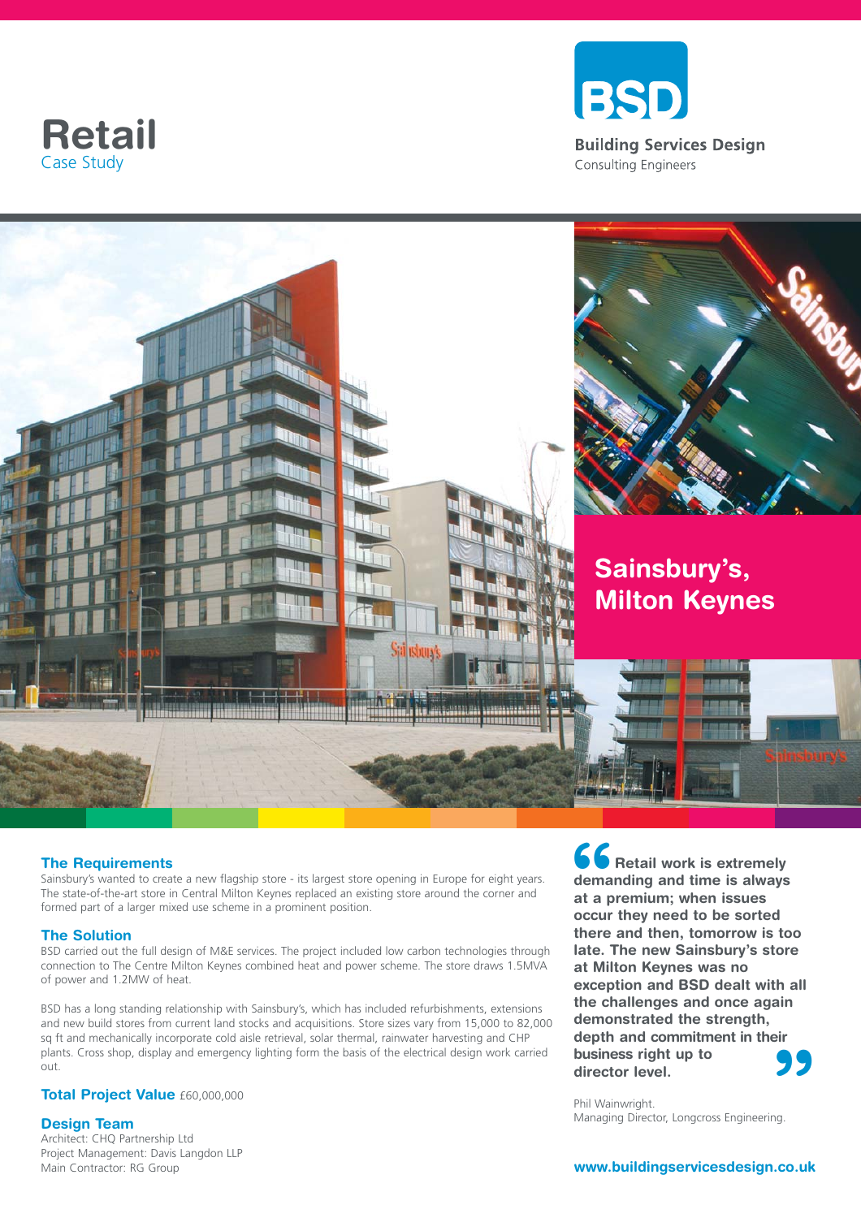# Retail

Case Study

**BSD**

**Building Services Design**

Consulting Engineers

## Sainsbury's, Milton Keynes

### The Requirements

Sainsbury's wanted to create a new flagship store - its largest store opening in Europe for eight years. The state-of-the-art store in Central Milton Keynes replaced an existing store around the corner and formed part of a larger mixed use scheme in a prominent position.

### The Solution

BSD carried out the full design of M&E services. The project included low carbon technologies through connection to The Centre Milton Keynes combined heat and power scheme. The store draws 1.5MVA of power and 1.2MW of heat.

BSD has a long standing relationship with Sainsbury's, which has included refurbishments, extensions and new build stores from current land stocks and acquisitions. Store sizes vary from 15,000 to 82,000 sq ft and mechanically incorporate cold aisle retrieval, solar thermal, rainwater harvesting and CHP plants. Cross shop, display and emergency lighting form the basis of the electrical design work carried out.

### Total Project Value

£60,000,000

### Design Team

Architect: CHQ Partnership Ltd
Project Management: Davis Langdon LLP
Main Contractor: RG Group

> **"Retail work is extremely demanding and time is always at a premium; when issues occur they need to be sorted there and then, tomorrow is too late. The new Sainsbury's store at Milton Keynes was no exception and BSD dealt with all the challenges and once again demonstrated the strength, depth and commitment in their business right up to director level."**

Phil Wainwright.
Managing Director, Longcross Engineering.

**www.buildingservicesdesign.co.uk**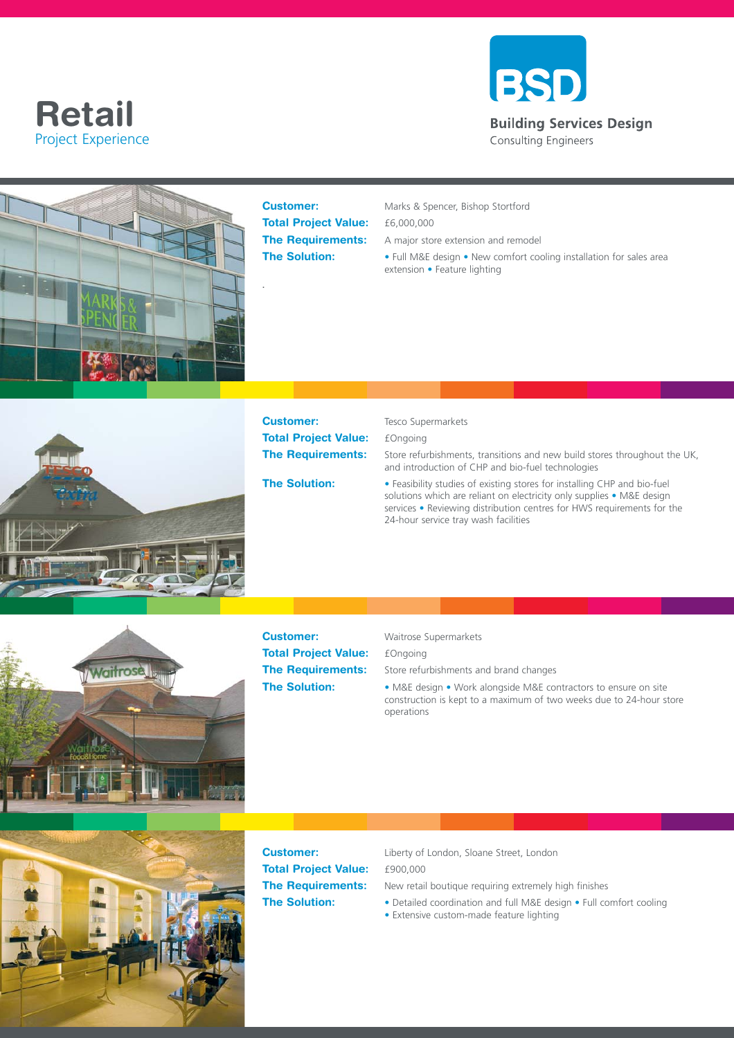# Retail

Project Experience

**BSD**

**Building Services Design**

Consulting Engineers

**Customer:** Marks & Spencer, Bishop Stortford

**Total Project Value:** £6,000,000

**The Requirements:** A major store extension and remodel

**The Solution:** • Full M&E design • New comfort cooling installation for sales area extension • Feature lighting

**Customer:** Tesco Supermarkets

**Total Project Value:** £Ongoing

**The Requirements:** Store refurbishments, transitions and new build stores throughout the UK, and introduction of CHP and bio-fuel technologies

**The Solution:** • Feasibility studies of existing stores for installing CHP and bio-fuel solutions which are reliant on electricity only supplies • M&E design services • Reviewing distribution centres for HWS requirements for the 24-hour service tray wash facilities

**Customer:** Waitrose Supermarkets

**Total Project Value:** £Ongoing

**The Requirements:** Store refurbishments and brand changes

**The Solution:** • M&E design • Work alongside M&E contractors to ensure on site construction is kept to a maximum of two weeks due to 24-hour store operations

**Customer:** Liberty of London, Sloane Street, London

**Total Project Value:** £900,000

**The Requirements:** New retail boutique requiring extremely high finishes

**The Solution:** • Detailed coordination and full M&E design • Full comfort cooling • Extensive custom-made feature lighting